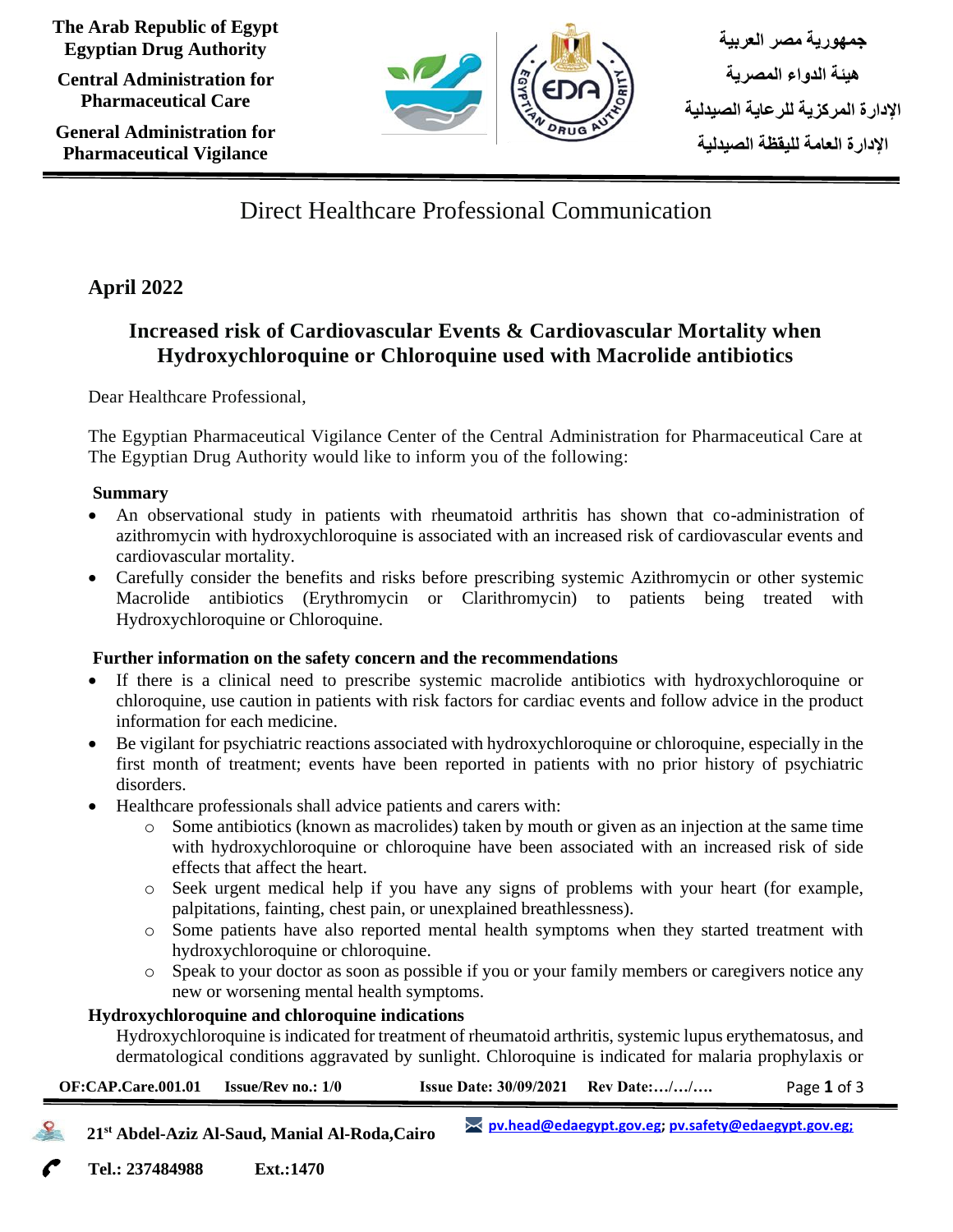The Arab Republic of Egypt
Egyptian Drug Authority
Central Administration for Pharmaceutical Care
General Administration for Pharmaceutical Vigilance

جمهورية مصر العربية
هيئة الدواء المصرية
الإدارة المركزية للرعاية الصيدلية
الإدارة العامة لليقظة الصيدلية

# Direct Healthcare Professional Communication

## April 2022

## Increased risk of Cardiovascular Events & Cardiovascular Mortality when Hydroxychloroquine or Chloroquine used with Macrolide antibiotics

Dear Healthcare Professional,

The Egyptian Pharmaceutical Vigilance Center of the Central Administration for Pharmaceutical Care at The Egyptian Drug Authority would like to inform you of the following:

**Summary**

- An observational study in patients with rheumatoid arthritis has shown that co-administration of azithromycin with hydroxychloroquine is associated with an increased risk of cardiovascular events and cardiovascular mortality.
- Carefully consider the benefits and risks before prescribing systemic Azithromycin or other systemic Macrolide antibiotics (Erythromycin or Clarithromycin) to patients being treated with Hydroxychloroquine or Chloroquine.

**Further information on the safety concern and the recommendations**

- If there is a clinical need to prescribe systemic macrolide antibiotics with hydroxychloroquine or chloroquine, use caution in patients with risk factors for cardiac events and follow advice in the product information for each medicine.
- Be vigilant for psychiatric reactions associated with hydroxychloroquine or chloroquine, especially in the first month of treatment; events have been reported in patients with no prior history of psychiatric disorders.
- Healthcare professionals shall advice patients and carers with:
  - Some antibiotics (known as macrolides) taken by mouth or given as an injection at the same time with hydroxychloroquine or chloroquine have been associated with an increased risk of side effects that affect the heart.
  - Seek urgent medical help if you have any signs of problems with your heart (for example, palpitations, fainting, chest pain, or unexplained breathlessness).
  - Some patients have also reported mental health symptoms when they started treatment with hydroxychloroquine or chloroquine.
  - Speak to your doctor as soon as possible if you or your family members or caregivers notice any new or worsening mental health symptoms.

**Hydroxychloroquine and chloroquine indications**

Hydroxychloroquine is indicated for treatment of rheumatoid arthritis, systemic lupus erythematosus, and dermatological conditions aggravated by sunlight. Chloroquine is indicated for malaria prophylaxis or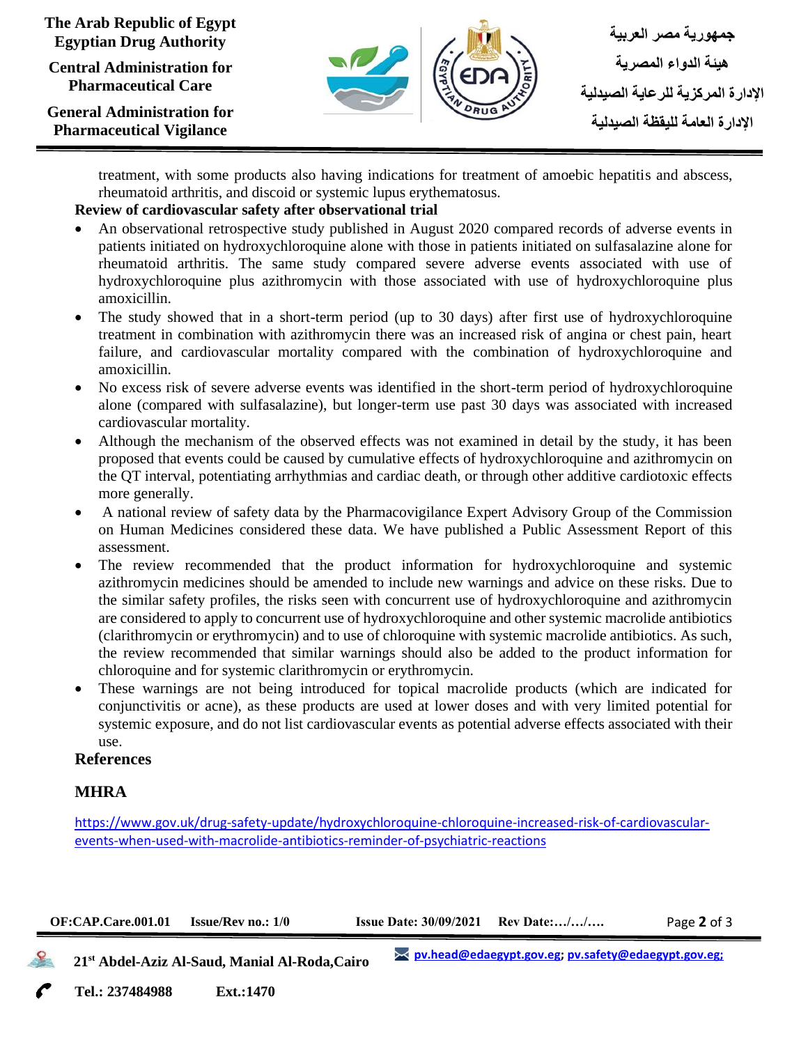treatment, with some products also having indications for treatment of amoebic hepatitis and abscess, rheumatoid arthritis, and discoid or systemic lupus erythematosus.

**Review of cardiovascular safety after observational trial**

- An observational retrospective study published in August 2020 compared records of adverse events in patients initiated on hydroxychloroquine alone with those in patients initiated on sulfasalazine alone for rheumatoid arthritis. The same study compared severe adverse events associated with use of hydroxychloroquine plus azithromycin with those associated with use of hydroxychloroquine plus amoxicillin.
- The study showed that in a short-term period (up to 30 days) after first use of hydroxychloroquine treatment in combination with azithromycin there was an increased risk of angina or chest pain, heart failure, and cardiovascular mortality compared with the combination of hydroxychloroquine and amoxicillin.
- No excess risk of severe adverse events was identified in the short-term period of hydroxychloroquine alone (compared with sulfasalazine), but longer-term use past 30 days was associated with increased cardiovascular mortality.
- Although the mechanism of the observed effects was not examined in detail by the study, it has been proposed that events could be caused by cumulative effects of hydroxychloroquine and azithromycin on the QT interval, potentiating arrhythmias and cardiac death, or through other additive cardiotoxic effects more generally.
- A national review of safety data by the Pharmacovigilance Expert Advisory Group of the Commission on Human Medicines considered these data. We have published a Public Assessment Report of this assessment.
- The review recommended that the product information for hydroxychloroquine and systemic azithromycin medicines should be amended to include new warnings and advice on these risks. Due to the similar safety profiles, the risks seen with concurrent use of hydroxychloroquine and azithromycin are considered to apply to concurrent use of hydroxychloroquine and other systemic macrolide antibiotics (clarithromycin or erythromycin) and to use of chloroquine with systemic macrolide antibiotics. As such, the review recommended that similar warnings should also be added to the product information for chloroquine and for systemic clarithromycin or erythromycin.
- These warnings are not being introduced for topical macrolide products (which are indicated for conjunctivitis or acne), as these products are used at lower doses and with very limited potential for systemic exposure, and do not list cardiovascular events as potential adverse effects associated with their use.

## References

## MHRA

https://www.gov.uk/drug-safety-update/hydroxychloroquine-chloroquine-increased-risk-of-cardiovascular-events-when-used-with-macrolide-antibiotics-reminder-of-psychiatric-reactions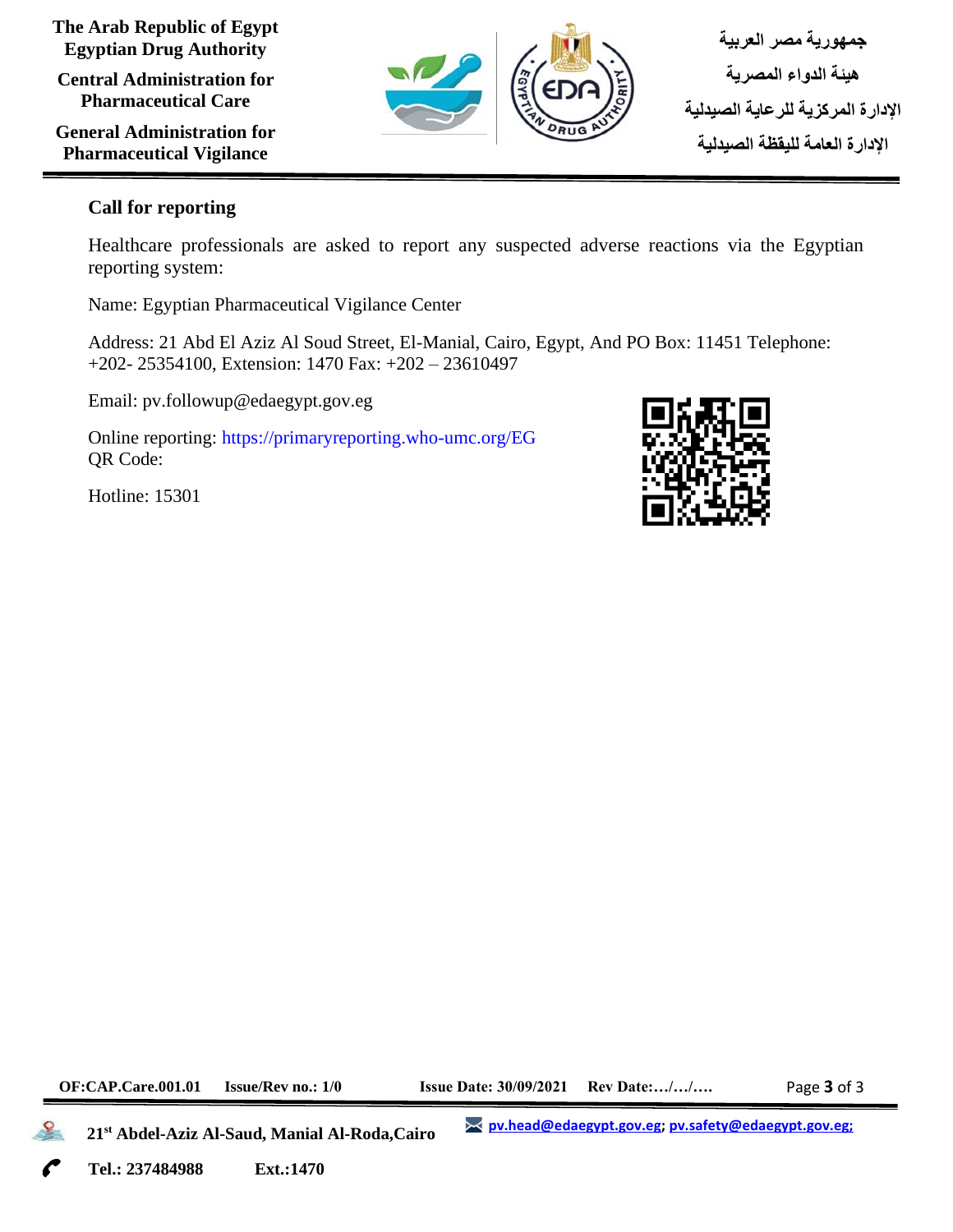## Call for reporting

Healthcare professionals are asked to report any suspected adverse reactions via the Egyptian reporting system:

Name: Egyptian Pharmaceutical Vigilance Center

Address: 21 Abd El Aziz Al Soud Street, El-Manial, Cairo, Egypt, And PO Box: 11451 Telephone: +202- 25354100, Extension: 1470 Fax: +202 – 23610497

Email: pv.followup@edaegypt.gov.eg

Online reporting: https://primaryreporting.who-umc.org/EG
QR Code:

Hotline: 15301